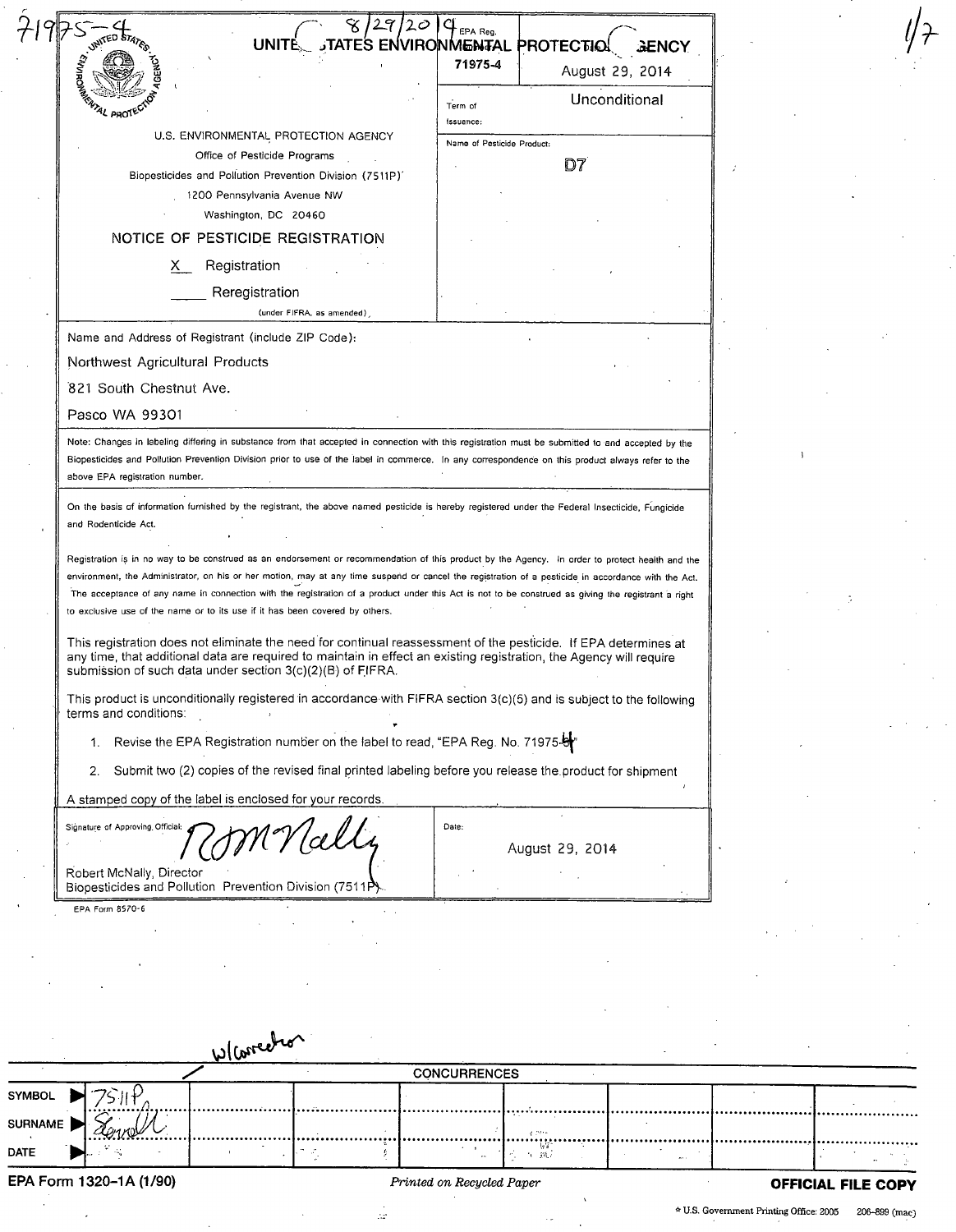71975-4 8/29/2014

# UNITED STATES ENVIRONMENTAL PROTECTION AGENCY

| EPA Reg. Number: | Date of Issuance: |
|---|---|
| 71975-4 | August 29, 2014 |
| Term of Issuance: | Unconditional |
| Name of Pesticide Product: | D7 |

U.S. ENVIRONMENTAL PROTECTION AGENCY
Office of Pesticide Programs
Biopesticides and Pollution Prevention Division (7511P)
1200 Pennsylvania Avenue NW
Washington, DC 20460

## NOTICE OF PESTICIDE REGISTRATION

X Registration

\_\_\_\_ Reregistration

(under FIFRA, as amended)

Name and Address of Registrant (include ZIP Code):

Northwest Agricultural Products
821 South Chestnut Ave.
Pasco WA 99301

Note: Changes in labeling differing in substance from that accepted in connection with this registration must be submitted to and accepted by the Biopesticides and Pollution Prevention Division prior to use of the label in commerce. In any correspondence on this product always refer to the above EPA registration number.

On the basis of information furnished by the registrant, the above named pesticide is hereby registered under the Federal Insecticide, Fungicide and Rodenticide Act.

Registration is in no way to be construed as an endorsement or recommendation of this product by the Agency. In order to protect health and the environment, the Administrator, on his or her motion, may at any time suspend or cancel the registration of a pesticide in accordance with the Act. The acceptance of any name in connection with the registration of a product under this Act is not to be construed as giving the registrant a right to exclusive use of the name or to its use if it has been covered by others.

This registration does not eliminate the need for continual reassessment of the pesticide. If EPA determines at any time, that additional data are required to maintain in effect an existing registration, the Agency will require submission of such data under section 3(c)(2)(B) of FIFRA.

This product is unconditionally registered in accordance with FIFRA section 3(c)(5) and is subject to the following terms and conditions:

1. Revise the EPA Registration number on the label to read, "EPA Reg. No. 71975-4"
2. Submit two (2) copies of the revised final printed labeling before you release the product for shipment

A stamped copy of the label is enclosed for your records.

Signature of Approving Official: [signature]

Robert McNally, Director
Biopesticides and Pollution Prevention Division (7511P)

Date: August 29, 2014

EPA Form 8570-6

w/correction

| CONCURRENCES | | | | | | | | |
|---|---|---|---|---|---|---|---|---|
| SYMBOL | 7511P | | | | | | | |
| SURNAME | [signature] | | | | | | | |
| DATE | | | | | | | | |

EPA Form 1320-1A (1/90) *Printed on Recycled Paper* **OFFICIAL FILE COPY**

* U.S. Government Printing Office: 2005 206-899 (mac)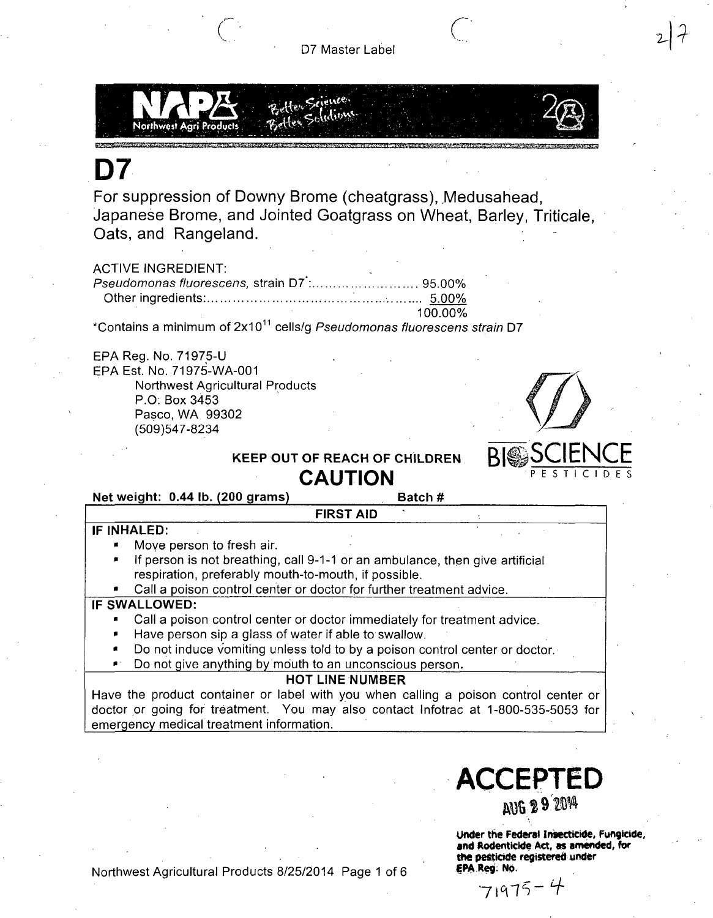D7 Master Label

NAP Northwest Agri Products — Better Science, Better Solutions

# D7

For suppression of Downy Brome (cheatgrass), Medusahead, Japanese Brome, and Jointed Goatgrass on Wheat, Barley, Triticale, Oats, and Rangeland.

ACTIVE INGREDIENT:

| | |
|---|---|
| *Pseudomonas fluorescens*, strain D7*: | 95.00% |
| Other ingredients: | 5.00% |
| | 100.00% |

*Contains a minimum of $2 \times 10^{11}$ cells/g *Pseudomonas fluorescens strain* D7

EPA Reg. No. 71975-U
EPA Est. No. 71975-WA-001
Northwest Agricultural Products
P.O. Box 3453
Pasco, WA 99302
(509)547-8234

BIOSCIENCE PESTICIDES

**KEEP OUT OF REACH OF CHILDREN**

## CAUTION

**Net weight: 0.44 lb. (200 grams)** **Batch #**

**FIRST AID**

**IF INHALED:**
- Move person to fresh air.
- If person is not breathing, call 9-1-1 or an ambulance, then give artificial respiration, preferably mouth-to-mouth, if possible.
- Call a poison control center or doctor for further treatment advice.

**IF SWALLOWED:**
- Call a poison control center or doctor immediately for treatment advice.
- Have person sip a glass of water if able to swallow.
- Do not induce vomiting unless told to by a poison control center or doctor.
- Do not give anything by mouth to an unconscious person.

**HOT LINE NUMBER**

Have the product container or label with you when calling a poison control center or doctor or going for treatment. You may also contact Infotrac at 1-800-535-5053 for emergency medical treatment information.

**ACCEPTED**
AUG 29 2014
Under the Federal Insecticide, Fungicide, and Rodenticide Act, as amended, for the pesticide registered under EPA Reg. No. 71975-4

Northwest Agricultural Products 8/25/2014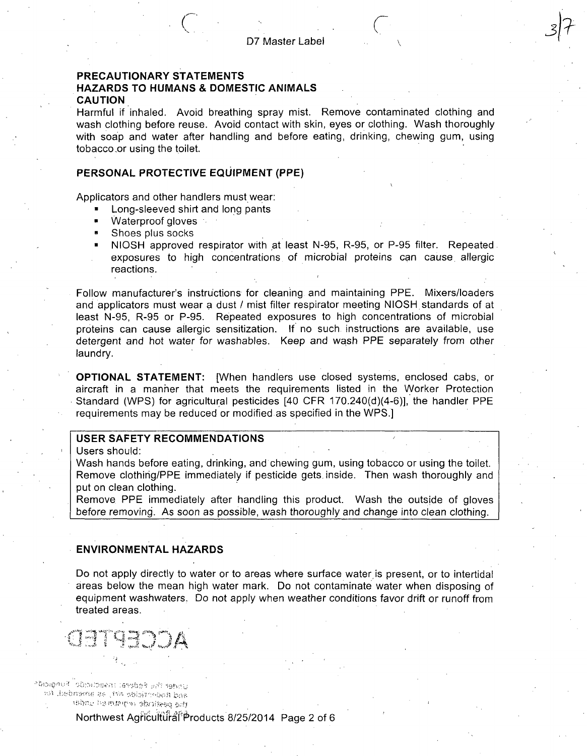## PRECAUTIONARY STATEMENTS

### HAZARDS TO HUMANS & DOMESTIC ANIMALS

**CAUTION**

Harmful if inhaled. Avoid breathing spray mist. Remove contaminated clothing and wash clothing before reuse. Avoid contact with skin, eyes or clothing. Wash thoroughly with soap and water after handling and before eating, drinking, chewing gum, using tobacco or using the toilet.

### PERSONAL PROTECTIVE EQUIPMENT (PPE)

Applicators and other handlers must wear:

- Long-sleeved shirt and long pants
- Waterproof gloves
- Shoes plus socks
- NIOSH approved respirator with at least N-95, R-95, or P-95 filter. Repeated exposures to high concentrations of microbial proteins can cause allergic reactions.

Follow manufacturer's instructions for cleaning and maintaining PPE. Mixers/loaders and applicators must wear a dust / mist filter respirator meeting NIOSH standards of at least N-95, R-95 or P-95. Repeated exposures to high concentrations of microbial proteins can cause allergic sensitization. If no such instructions are available, use *detergent and hot water for washables. Keep and wash PPE separately from other laundry.*

**OPTIONAL STATEMENT:** [When handlers use closed systems, enclosed cabs, or aircraft in a manner that meets the requirements listed in the Worker Protection Standard (WPS) for agricultural pesticides [40 CFR 170.240(d)(4-6)], the handler PPE requirements may be reduced or modified as specified in the WPS.]

### USER SAFETY RECOMMENDATIONS

Users should:

Wash hands before eating, drinking, and chewing gum, using tobacco or using the toilet.

Remove clothing/PPE immediately if pesticide gets inside. Then wash thoroughly and put on clean clothing.

Remove PPE immediately after handling this product. Wash the outside of gloves before removing. As soon as possible, wash thoroughly and change into clean clothing.

### ENVIRONMENTAL HAZARDS

Do not apply directly to water or to areas where surface water is present, or to intertidal areas below the mean high water mark. Do not contaminate water when disposing of equipment washwaters. Do not apply when weather conditions favor drift or runoff from treated areas.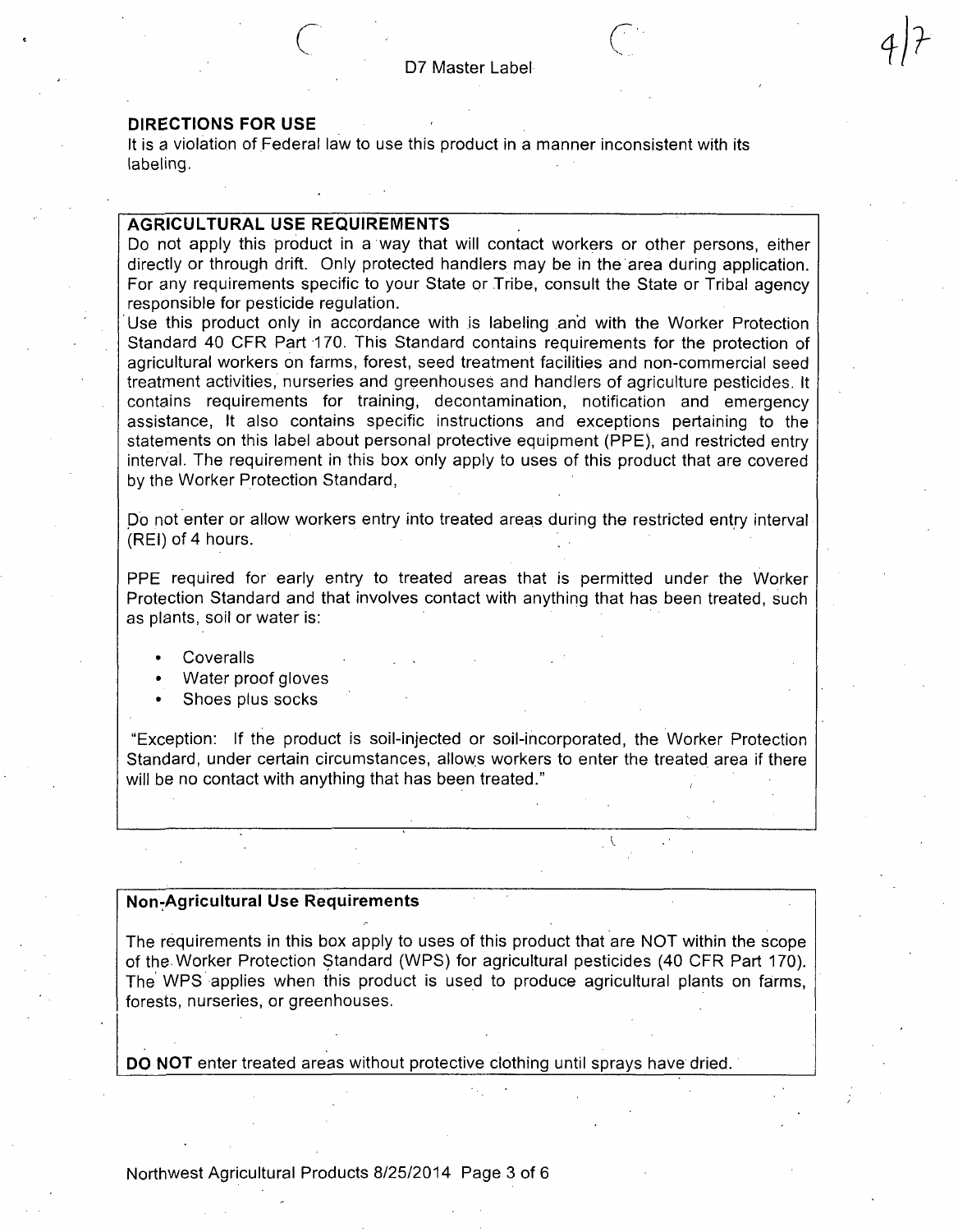## DIRECTIONS FOR USE

It is a violation of Federal law to use this product in a manner inconsistent with its labeling.

### AGRICULTURAL USE REQUIREMENTS

Do not apply this product in a way that will contact workers or other persons, either directly or through drift. Only protected handlers may be in the area during application. For any requirements specific to your State or Tribe, consult the State or Tribal agency responsible for pesticide regulation.

Use this product only in accordance with is labeling and with the Worker Protection Standard 40 CFR Part 170. This Standard contains requirements for the protection of agricultural workers on farms, forest, seed treatment facilities and non-commercial seed treatment activities, nurseries and greenhouses and handlers of agriculture pesticides. It contains requirements for training, decontamination, notification and emergency assistance, It also contains specific instructions and exceptions pertaining to the statements on this label about personal protective equipment (PPE), and restricted entry interval. The requirement in this box only apply to uses of this product that are covered by the Worker Protection Standard,

Do not enter or allow workers entry into treated areas during the restricted entry interval (REI) of 4 hours.

PPE required for early entry to treated areas that is permitted under the Worker Protection Standard and that involves contact with anything that has been treated, such as plants, soil or water is:

- Coveralls
- Water proof gloves
- Shoes plus socks

"Exception: If the product is soil-injected or soil-incorporated, the Worker Protection Standard, under certain circumstances, allows workers to enter the treated area if there will be no contact with anything that has been treated."

### Non-Agricultural Use Requirements

The requirements in this box apply to uses of this product that are NOT within the scope of the Worker Protection Standard (WPS) for agricultural pesticides (40 CFR Part 170). The WPS applies when this product is used to produce agricultural plants on farms, forests, nurseries, or greenhouses.

**DO NOT** enter treated areas without protective clothing until sprays have dried.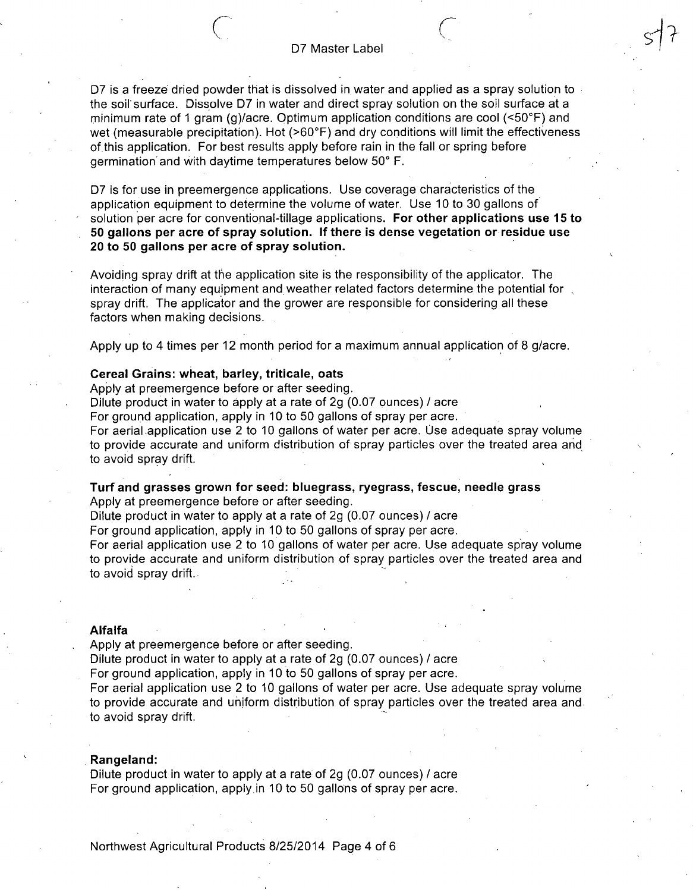D7 is a freeze dried powder that is dissolved in water and applied as a spray solution to the soil surface. Dissolve D7 in water and direct spray solution on the soil surface at a minimum rate of 1 gram (g)/acre. Optimum application conditions are cool (<50°F) and wet (measurable precipitation). Hot (>60°F) and dry conditions will limit the effectiveness of this application. For best results apply before rain in the fall or spring before germination and with daytime temperatures below 50° F.

D7 is for use in preemergence applications. Use coverage characteristics of the application equipment to determine the volume of water. Use 10 to 30 gallons of solution per acre for conventional-tillage applications. **For other applications use 15 to 50 gallons per acre of spray solution. If there is dense vegetation or residue use 20 to 50 gallons per acre of spray solution.**

Avoiding spray drift at the application site is the responsibility of the applicator. The interaction of many equipment and weather related factors determine the potential for spray drift. The applicator and the grower are responsible for considering all these factors when making decisions.

Apply up to 4 times per 12 month period for a maximum annual application of 8 g/acre.

**Cereal Grains: wheat, barley, triticale, oats**
Apply at preemergence before or after seeding.
Dilute product in water to apply at a rate of 2g (0.07 ounces) / acre
For ground application, apply in 10 to 50 gallons of spray per acre.
For aerial application use 2 to 10 gallons of water per acre. Use adequate spray volume to provide accurate and uniform distribution of spray particles over the treated area and to avoid spray drift.

**Turf and grasses grown for seed: bluegrass, ryegrass, fescue, needle grass**
Apply at preemergence before or after seeding.
Dilute product in water to apply at a rate of 2g (0.07 ounces) / acre
For ground application, apply in 10 to 50 gallons of spray per acre.
For aerial application use 2 to 10 gallons of water per acre. Use adequate spray volume to provide accurate and uniform distribution of spray particles over the treated area and to avoid spray drift.

**Alfalfa**
Apply at preemergence before or after seeding.
Dilute product in water to apply at a rate of 2g (0.07 ounces) / acre
For ground application, apply in 10 to 50 gallons of spray per acre.
For aerial application use 2 to 10 gallons of water per acre. Use adequate spray volume to provide accurate and uniform distribution of spray particles over the treated area and to avoid spray drift.

**Rangeland:**
Dilute product in water to apply at a rate of 2g (0.07 ounces) / acre
For ground application, apply in 10 to 50 gallons of spray per acre.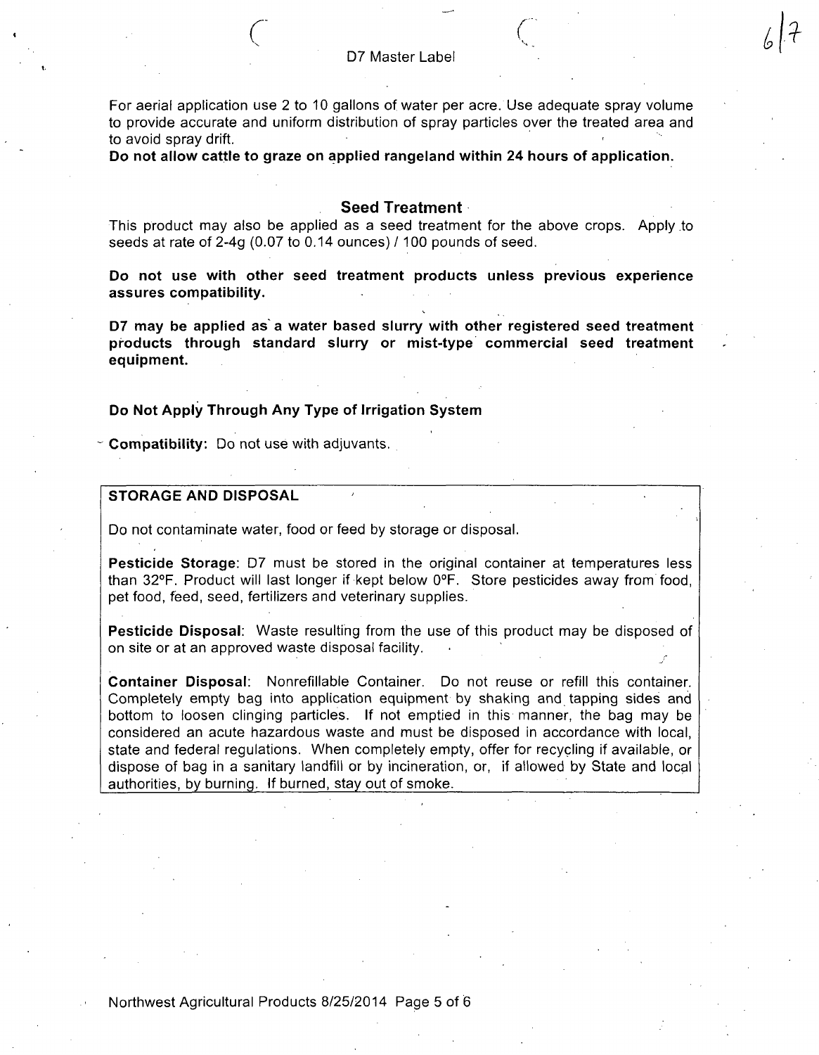For aerial application use 2 to 10 gallons of water per acre. Use adequate spray volume to provide accurate and uniform distribution of spray particles over the treated area and to avoid spray drift.

**Do not allow cattle to graze on applied rangeland within 24 hours of application.**

## Seed Treatment

This product may also be applied as a seed treatment for the above crops. Apply to seeds at rate of 2-4g (0.07 to 0.14 ounces) / 100 pounds of seed.

**Do not use with other seed treatment products unless previous experience assures compatibility.**

**D7 may be applied as a water based slurry with other registered seed treatment products through standard slurry or mist-type commercial seed treatment equipment.**

**Do Not Apply Through Any Type of Irrigation System**

**Compatibility:** Do not use with adjuvants.

## STORAGE AND DISPOSAL

Do not contaminate water, food or feed by storage or disposal.

**Pesticide Storage**: D7 must be stored in the original container at temperatures less than 32ºF. Product will last longer if kept below 0ºF. Store pesticides away from food, pet food, feed, seed, fertilizers and veterinary supplies.

**Pesticide Disposal**: Waste resulting from the use of this product may be disposed of on site or at an approved waste disposal facility.

**Container Disposal**: Nonrefillable Container. Do not reuse or refill this container. Completely empty bag into application equipment by shaking and tapping sides and bottom to loosen clinging particles. If not emptied in this manner, the bag may be considered an acute hazardous waste and must be disposed in accordance with local, state and federal regulations. When completely empty, offer for recycling if available, or dispose of bag in a sanitary landfill or by incineration, or, if allowed by State and local authorities, by burning. If burned, stay out of smoke.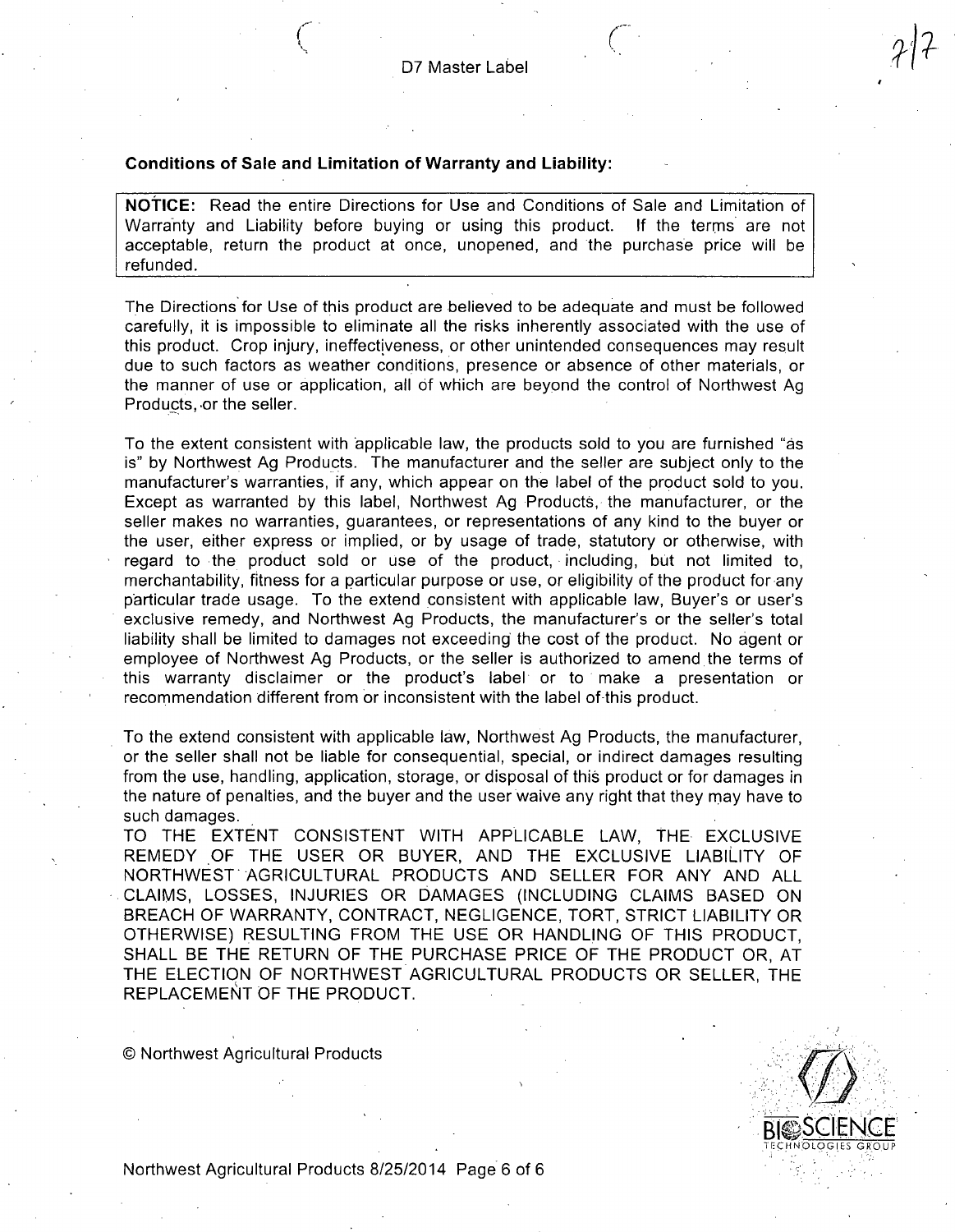**Conditions of Sale and Limitation of Warranty and Liability:**

**NOTICE:** Read the entire Directions for Use and Conditions of Sale and Limitation of Warranty and Liability before buying or using this product. If the terms are not acceptable, return the product at once, unopened, and the purchase price will be refunded.

The Directions for Use of this product are believed to be adequate and must be followed carefully, it is impossible to eliminate all the risks inherently associated with the use of this product. Crop injury, ineffectiveness, or other unintended consequences may result due to such factors as weather conditions, presence or absence of other materials, or the manner of use or application, all of which are beyond the control of Northwest Ag Products, or the seller.

To the extent consistent with applicable law, the products sold to you are furnished "as is" by Northwest Ag Products. The manufacturer and the seller are subject only to the manufacturer's warranties, if any, which appear on the label of the product sold to you. Except as warranted by this label, Northwest Ag Products, the manufacturer, or the seller makes no warranties, guarantees, or representations of any kind to the buyer or the user, either express or implied, or by usage of trade, statutory or otherwise, with regard to the product sold or use of the product, including, but not limited to, merchantability, fitness for a particular purpose or use, or eligibility of the product for any particular trade usage. To the extend consistent with applicable law, Buyer's or user's exclusive remedy, and Northwest Ag Products, the manufacturer's or the seller's total liability shall be limited to damages not exceeding the cost of the product. No agent or employee of Northwest Ag Products, or the seller is authorized to amend the terms of this warranty disclaimer or the product's label or to make a presentation or recommendation different from or inconsistent with the label of this product.

To the extend consistent with applicable law, Northwest Ag Products, the manufacturer, or the seller shall not be liable for consequential, special, or indirect damages resulting from the use, handling, application, storage, or disposal of this product or for damages in the nature of penalties, and the buyer and the user waive any right that they may have to such damages.

TO THE EXTENT CONSISTENT WITH APPLICABLE LAW, THE EXCLUSIVE REMEDY OF THE USER OR BUYER, AND THE EXCLUSIVE LIABILITY OF NORTHWEST AGRICULTURAL PRODUCTS AND SELLER FOR ANY AND ALL CLAIMS, LOSSES, INJURIES OR DAMAGES (INCLUDING CLAIMS BASED ON BREACH OF WARRANTY, CONTRACT, NEGLIGENCE, TORT, STRICT LIABILITY OR OTHERWISE) RESULTING FROM THE USE OR HANDLING OF THIS PRODUCT, SHALL BE THE RETURN OF THE PURCHASE PRICE OF THE PRODUCT OR, AT THE ELECTION OF NORTHWEST AGRICULTURAL PRODUCTS OR SELLER, THE REPLACEMENT OF THE PRODUCT.

© Northwest Agricultural Products